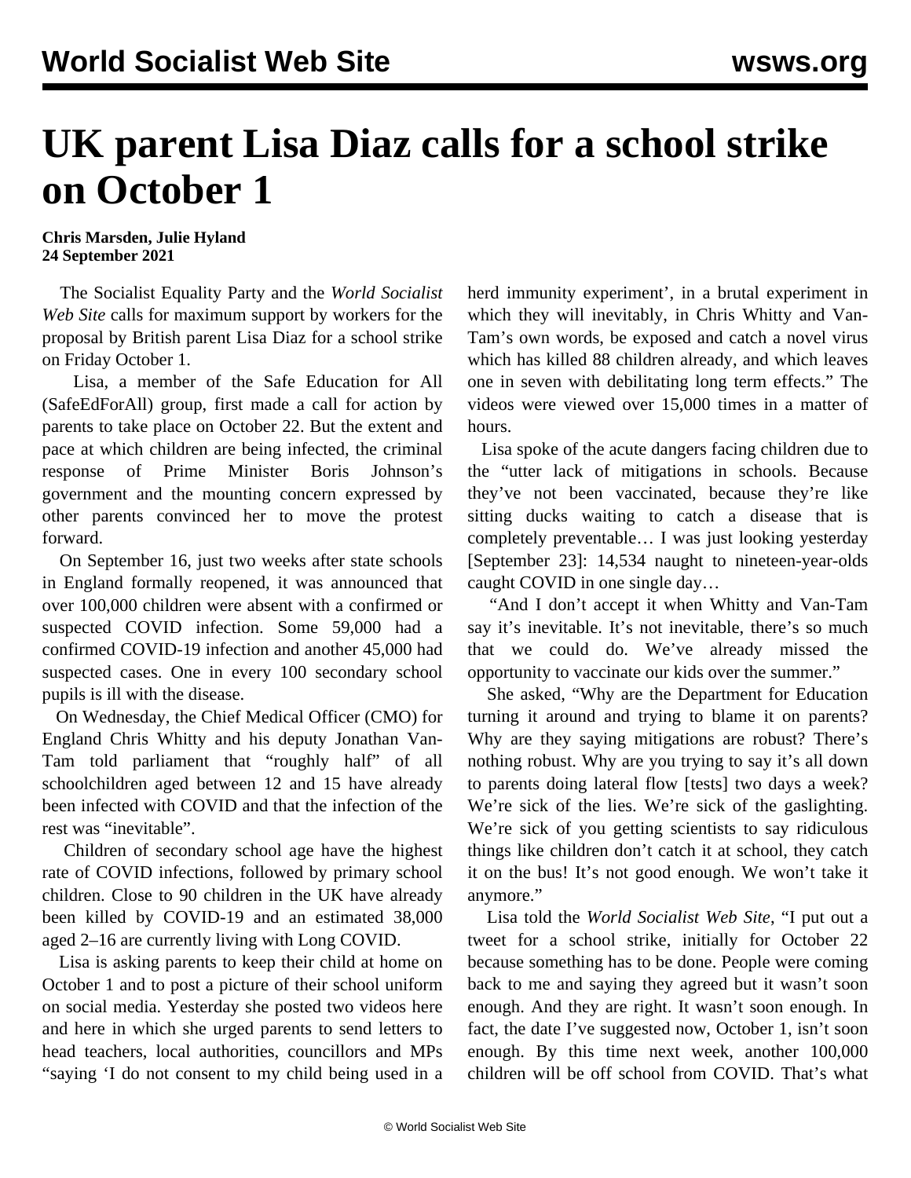# UK parent Lisa Diaz calls for a school strike on October 1

**Chris Marsden, Julie Hyland**
**24 September 2021**

The Socialist Equality Party and the *World Socialist Web Site* calls for maximum support by workers for the proposal by British parent Lisa Diaz for a school strike on Friday October 1.

Lisa, a member of the Safe Education for All (SafeEdForAll) group, first made a call for action by parents to take place on October 22. But the extent and pace at which children are being infected, the criminal response of Prime Minister Boris Johnson's government and the mounting concern expressed by other parents convinced her to move the protest forward.

On September 16, just two weeks after state schools in England formally reopened, it was announced that over 100,000 children were absent with a confirmed or suspected COVID infection. Some 59,000 had a confirmed COVID-19 infection and another 45,000 had suspected cases. One in every 100 secondary school pupils is ill with the disease.

On Wednesday, the Chief Medical Officer (CMO) for England Chris Whitty and his deputy Jonathan Van-Tam told parliament that "roughly half" of all schoolchildren aged between 12 and 15 have already been infected with COVID and that the infection of the rest was "inevitable".

Children of secondary school age have the highest rate of COVID infections, followed by primary school children. Close to 90 children in the UK have already been killed by COVID-19 and an estimated 38,000 aged 2–16 are currently living with Long COVID.

Lisa is asking parents to keep their child at home on October 1 and to post a picture of their school uniform on social media. Yesterday she posted two videos here and here in which she urged parents to send letters to head teachers, local authorities, councillors and MPs "saying 'I do not consent to my child being used in a herd immunity experiment', in a brutal experiment in which they will inevitably, in Chris Whitty and Van-Tam's own words, be exposed and catch a novel virus which has killed 88 children already, and which leaves one in seven with debilitating long term effects." The videos were viewed over 15,000 times in a matter of hours.

Lisa spoke of the acute dangers facing children due to the "utter lack of mitigations in schools. Because they've not been vaccinated, because they're like sitting ducks waiting to catch a disease that is completely preventable… I was just looking yesterday [September 23]: 14,534 naught to nineteen-year-olds caught COVID in one single day…

"And I don't accept it when Whitty and Van-Tam say it's inevitable. It's not inevitable, there's so much that we could do. We've already missed the opportunity to vaccinate our kids over the summer."

She asked, "Why are the Department for Education turning it around and trying to blame it on parents? Why are they saying mitigations are robust? There's nothing robust. Why are you trying to say it's all down to parents doing lateral flow [tests] two days a week? We're sick of the lies. We're sick of the gaslighting. We're sick of you getting scientists to say ridiculous things like children don't catch it at school, they catch it on the bus! It's not good enough. We won't take it anymore."

Lisa told the *World Socialist Web Site*, "I put out a tweet for a school strike, initially for October 22 because something has to be done. People were coming back to me and saying they agreed but it wasn't soon enough. And they are right. It wasn't soon enough. In fact, the date I've suggested now, October 1, isn't soon enough. By this time next week, another 100,000 children will be off school from COVID. That's what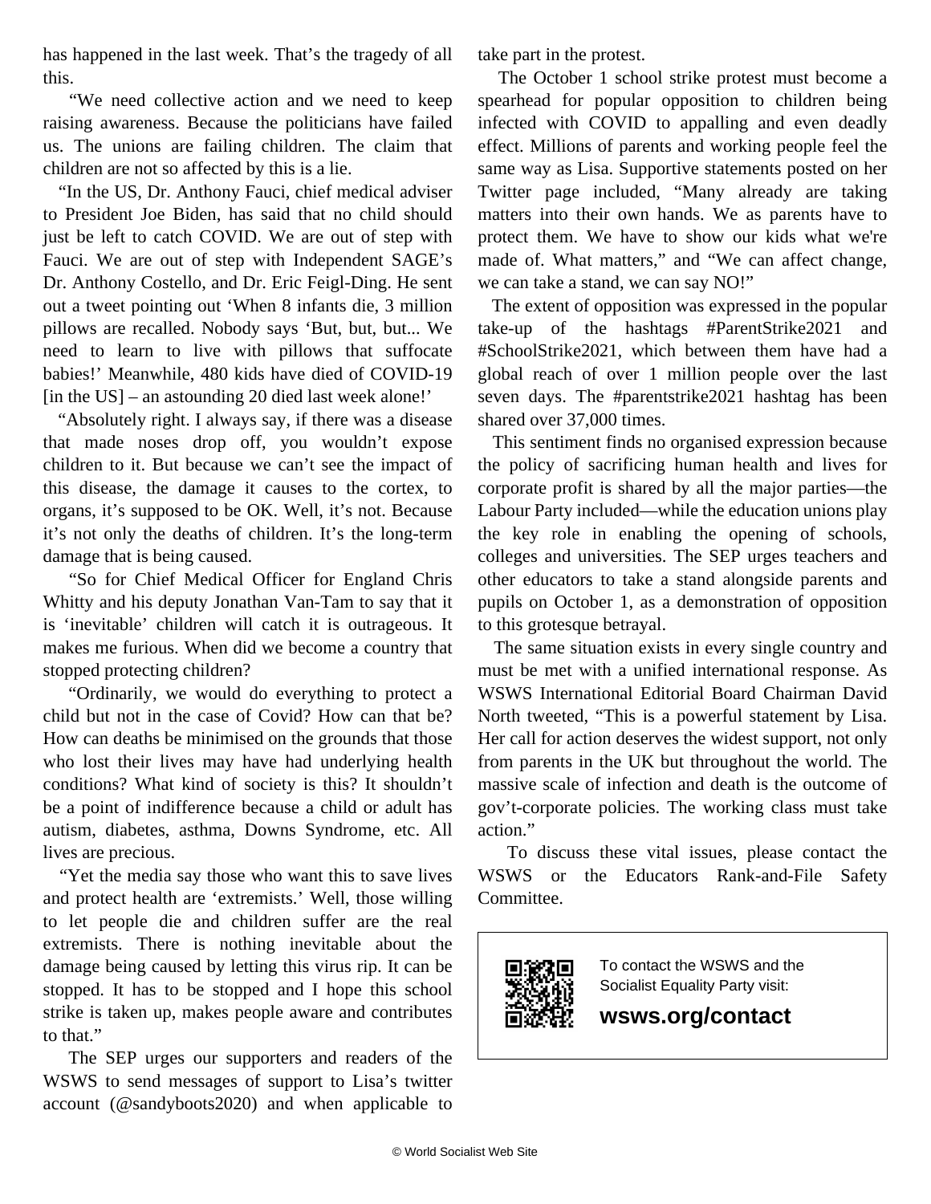has happened in the last week. That's the tragedy of all this.

"We need collective action and we need to keep raising awareness. Because the politicians have failed us. The unions are failing children. The claim that children are not so affected by this is a lie.

"In the US, Dr. Anthony Fauci, chief medical adviser to President Joe Biden, has said that no child should just be left to catch COVID. We are out of step with Fauci. We are out of step with Independent SAGE's Dr. Anthony Costello, and Dr. Eric Feigl-Ding. He sent out a tweet pointing out 'When 8 infants die, 3 million pillows are recalled. Nobody says 'But, but, but... We need to learn to live with pillows that suffocate babies!' Meanwhile, 480 kids have died of COVID-19 [in the US] – an astounding 20 died last week alone!'

"Absolutely right. I always say, if there was a disease that made noses drop off, you wouldn't expose children to it. But because we can't see the impact of this disease, the damage it causes to the cortex, to organs, it's supposed to be OK. Well, it's not. Because it's not only the deaths of children. It's the long-term damage that is being caused.

"So for Chief Medical Officer for England Chris Whitty and his deputy Jonathan Van-Tam to say that it is 'inevitable' children will catch it is outrageous. It makes me furious. When did we become a country that stopped protecting children?

"Ordinarily, we would do everything to protect a child but not in the case of Covid? How can that be? How can deaths be minimised on the grounds that those who lost their lives may have had underlying health conditions? What kind of society is this? It shouldn't be a point of indifference because a child or adult has autism, diabetes, asthma, Downs Syndrome, etc. All lives are precious.

"Yet the media say those who want this to save lives and protect health are 'extremists.' Well, those willing to let people die and children suffer are the real extremists. There is nothing inevitable about the damage being caused by letting this virus rip. It can be stopped. It has to be stopped and I hope this school strike is taken up, makes people aware and contributes to that."

The SEP urges our supporters and readers of the WSWS to send messages of support to Lisa's twitter account (@sandyboots2020) and when applicable to take part in the protest.

The October 1 school strike protest must become a spearhead for popular opposition to children being infected with COVID to appalling and even deadly effect. Millions of parents and working people feel the same way as Lisa. Supportive statements posted on her Twitter page included, "Many already are taking matters into their own hands. We as parents have to protect them. We have to show our kids what we're made of. What matters," and "We can affect change, we can take a stand, we can say NO!"

The extent of opposition was expressed in the popular take-up of the hashtags #ParentStrike2021 and #SchoolStrike2021, which between them have had a global reach of over 1 million people over the last seven days. The #parentstrike2021 hashtag has been shared over 37,000 times.

This sentiment finds no organised expression because the policy of sacrificing human health and lives for corporate profit is shared by all the major parties—the Labour Party included—while the education unions play the key role in enabling the opening of schools, colleges and universities. The SEP urges teachers and other educators to take a stand alongside parents and pupils on October 1, as a demonstration of opposition to this grotesque betrayal.

The same situation exists in every single country and must be met with a unified international response. As WSWS International Editorial Board Chairman David North tweeted, "This is a powerful statement by Lisa. Her call for action deserves the widest support, not only from parents in the UK but throughout the world. The massive scale of infection and death is the outcome of gov't-corporate policies. The working class must take action."

To discuss these vital issues, please contact the WSWS or the Educators Rank-and-File Safety Committee.

To contact the WSWS and the Socialist Equality Party visit:

**wsws.org/contact**